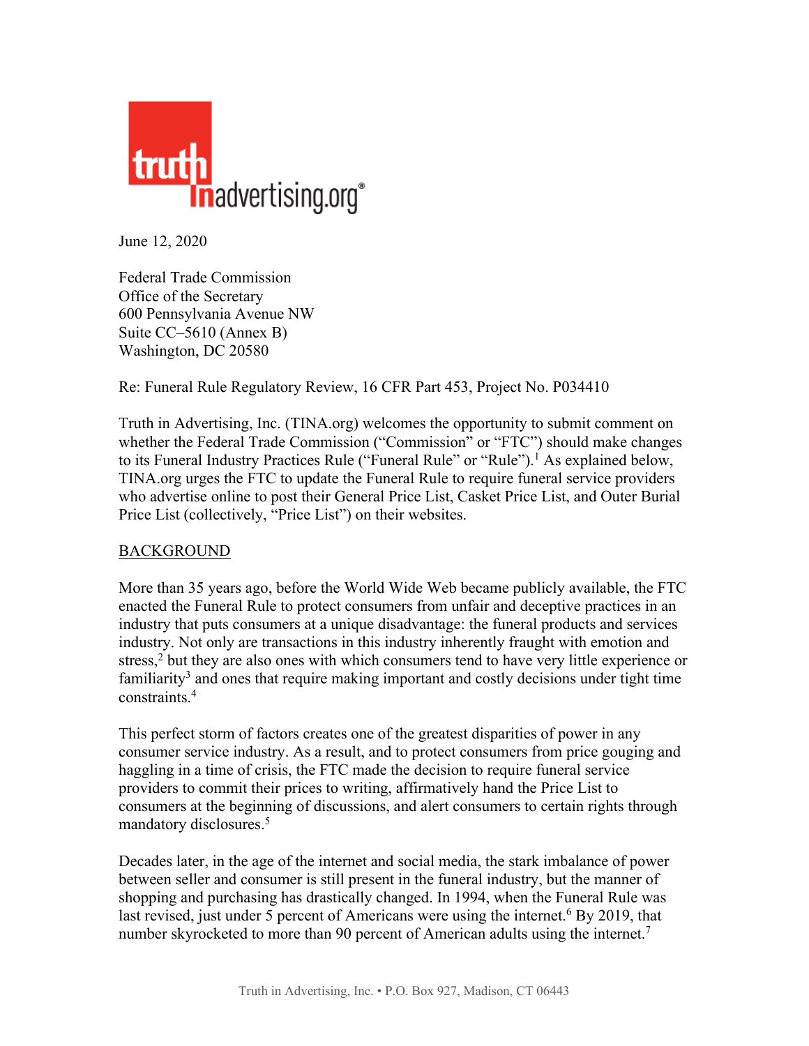truth in advertising.org®

June 12, 2020

Federal Trade Commission
Office of the Secretary
600 Pennsylvania Avenue NW
Suite CC–5610 (Annex B)
Washington, DC 20580

Re: Funeral Rule Regulatory Review, 16 CFR Part 453, Project No. P034410

Truth in Advertising, Inc. (TINA.org) welcomes the opportunity to submit comment on whether the Federal Trade Commission ("Commission" or "FTC") should make changes to its Funeral Industry Practices Rule ("Funeral Rule" or "Rule").[1] As explained below, TINA.org urges the FTC to update the Funeral Rule to require funeral service providers who advertise online to post their General Price List, Casket Price List, and Outer Burial Price List (collectively, "Price List") on their websites.

## BACKGROUND

More than 35 years ago, before the World Wide Web became publicly available, the FTC enacted the Funeral Rule to protect consumers from unfair and deceptive practices in an industry that puts consumers at a unique disadvantage: the funeral products and services industry. Not only are transactions in this industry inherently fraught with emotion and stress,[2] but they are also ones with which consumers tend to have very little experience or familiarity[3] and ones that require making important and costly decisions under tight time constraints.[4]

This perfect storm of factors creates one of the greatest disparities of power in any consumer service industry. As a result, and to protect consumers from price gouging and haggling in a time of crisis, the FTC made the decision to require funeral service providers to commit their prices to writing, affirmatively hand the Price List to consumers at the beginning of discussions, and alert consumers to certain rights through mandatory disclosures.[5]

Decades later, in the age of the internet and social media, the stark imbalance of power between seller and consumer is still present in the funeral industry, but the manner of shopping and purchasing has drastically changed. In 1994, when the Funeral Rule was last revised, just under 5 percent of Americans were using the internet.[6] By 2019, that number skyrocketed to more than 90 percent of American adults using the internet.[7]

Truth in Advertising, Inc. • P.O. Box 927, Madison, CT 06443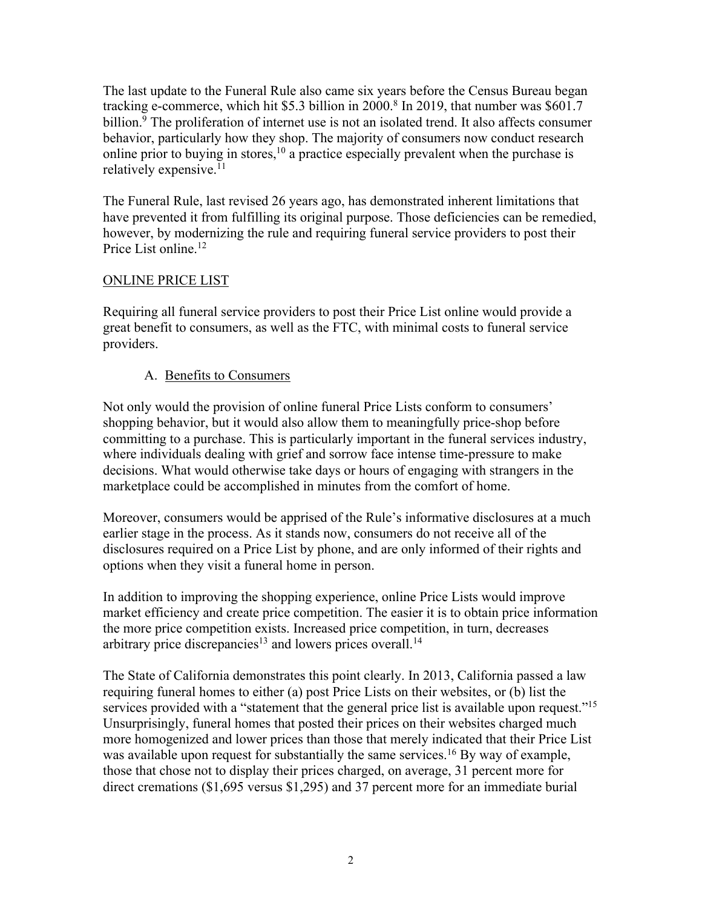The last update to the Funeral Rule also came six years before the Census Bureau began tracking e-commerce, which hit $5.3 billion in 2000.[8] In 2019, that number was $601.7 billion.[9] The proliferation of internet use is not an isolated trend. It also affects consumer behavior, particularly how they shop. The majority of consumers now conduct research online prior to buying in stores,[10] a practice especially prevalent when the purchase is relatively expensive.[11]

The Funeral Rule, last revised 26 years ago, has demonstrated inherent limitations that have prevented it from fulfilling its original purpose. Those deficiencies can be remedied, however, by modernizing the rule and requiring funeral service providers to post their Price List online.[12]

## ONLINE PRICE LIST

Requiring all funeral service providers to post their Price List online would provide a great benefit to consumers, as well as the FTC, with minimal costs to funeral service providers.

### A. Benefits to Consumers

Not only would the provision of online funeral Price Lists conform to consumers' shopping behavior, but it would also allow them to meaningfully price-shop before committing to a purchase. This is particularly important in the funeral services industry, where individuals dealing with grief and sorrow face intense time-pressure to make decisions. What would otherwise take days or hours of engaging with strangers in the marketplace could be accomplished in minutes from the comfort of home.

Moreover, consumers would be apprised of the Rule's informative disclosures at a much earlier stage in the process. As it stands now, consumers do not receive all of the disclosures required on a Price List by phone, and are only informed of their rights and options when they visit a funeral home in person.

In addition to improving the shopping experience, online Price Lists would improve market efficiency and create price competition. The easier it is to obtain price information the more price competition exists. Increased price competition, in turn, decreases arbitrary price discrepancies[13] and lowers prices overall.[14]

The State of California demonstrates this point clearly. In 2013, California passed a law requiring funeral homes to either (a) post Price Lists on their websites, or (b) list the services provided with a "statement that the general price list is available upon request."[15] Unsurprisingly, funeral homes that posted their prices on their websites charged much more homogenized and lower prices than those that merely indicated that their Price List was available upon request for substantially the same services.[16] By way of example, those that chose not to display their prices charged, on average, 31 percent more for direct cremations ($1,695 versus $1,295) and 37 percent more for an immediate burial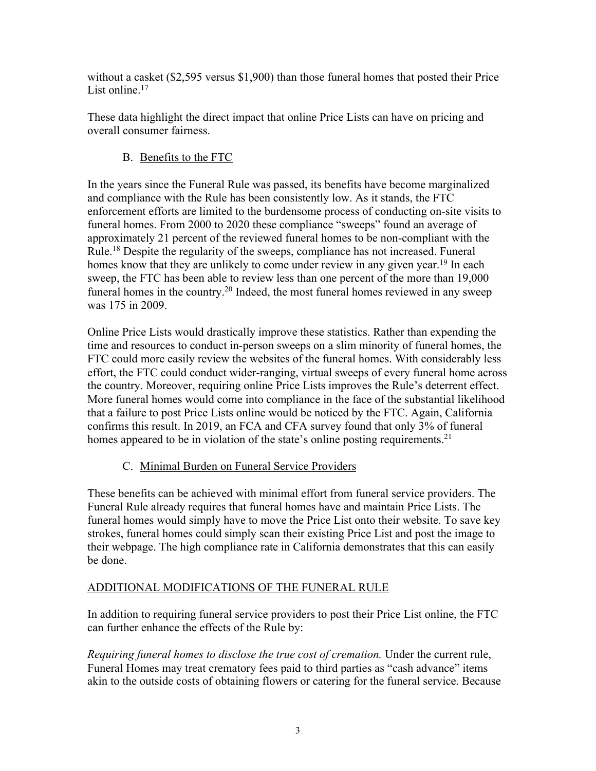without a casket ($2,595 versus $1,900) than those funeral homes that posted their Price List online.[17]

These data highlight the direct impact that online Price Lists can have on pricing and overall consumer fairness.

### B. Benefits to the FTC

In the years since the Funeral Rule was passed, its benefits have become marginalized and compliance with the Rule has been consistently low. As it stands, the FTC enforcement efforts are limited to the burdensome process of conducting on-site visits to funeral homes. From 2000 to 2020 these compliance "sweeps" found an average of approximately 21 percent of the reviewed funeral homes to be non-compliant with the Rule.[18] Despite the regularity of the sweeps, compliance has not increased. Funeral homes know that they are unlikely to come under review in any given year.[19] In each sweep, the FTC has been able to review less than one percent of the more than 19,000 funeral homes in the country.[20] Indeed, the most funeral homes reviewed in any sweep was 175 in 2009.

Online Price Lists would drastically improve these statistics. Rather than expending the time and resources to conduct in-person sweeps on a slim minority of funeral homes, the FTC could more easily review the websites of the funeral homes. With considerably less effort, the FTC could conduct wider-ranging, virtual sweeps of every funeral home across the country. Moreover, requiring online Price Lists improves the Rule's deterrent effect. More funeral homes would come into compliance in the face of the substantial likelihood that a failure to post Price Lists online would be noticed by the FTC. Again, California confirms this result. In 2019, an FCA and CFA survey found that only 3% of funeral homes appeared to be in violation of the state's online posting requirements.[21]

### C. Minimal Burden on Funeral Service Providers

These benefits can be achieved with minimal effort from funeral service providers. The Funeral Rule already requires that funeral homes have and maintain Price Lists. The funeral homes would simply have to move the Price List onto their website. To save key strokes, funeral homes could simply scan their existing Price List and post the image to their webpage. The high compliance rate in California demonstrates that this can easily be done.

## ADDITIONAL MODIFICATIONS OF THE FUNERAL RULE

In addition to requiring funeral service providers to post their Price List online, the FTC can further enhance the effects of the Rule by:

*Requiring funeral homes to disclose the true cost of cremation.* Under the current rule, Funeral Homes may treat crematory fees paid to third parties as "cash advance" items akin to the outside costs of obtaining flowers or catering for the funeral service. Because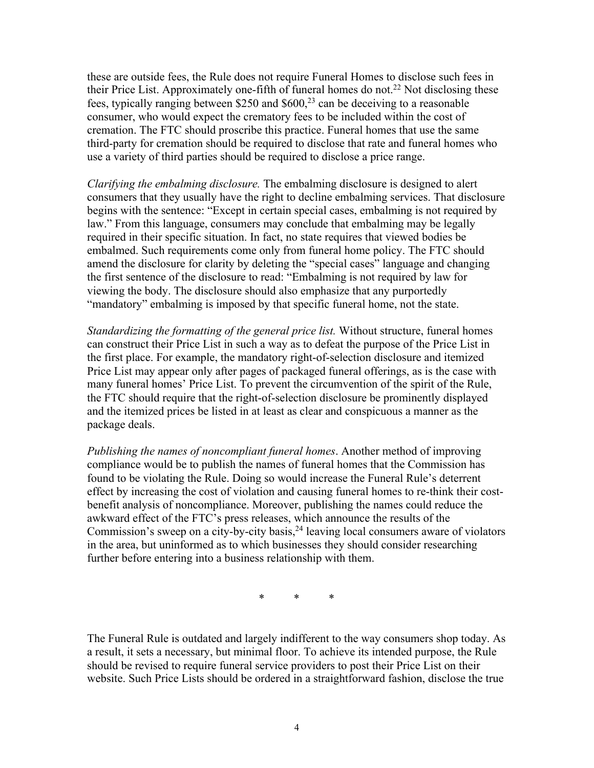these are outside fees, the Rule does not require Funeral Homes to disclose such fees in their Price List. Approximately one-fifth of funeral homes do not.[22] Not disclosing these fees, typically ranging between $250 and $600,[23] can be deceiving to a reasonable consumer, who would expect the crematory fees to be included within the cost of cremation. The FTC should proscribe this practice. Funeral homes that use the same third-party for cremation should be required to disclose that rate and funeral homes who use a variety of third parties should be required to disclose a price range.

*Clarifying the embalming disclosure.* The embalming disclosure is designed to alert consumers that they usually have the right to decline embalming services. That disclosure begins with the sentence: "Except in certain special cases, embalming is not required by law." From this language, consumers may conclude that embalming may be legally required in their specific situation. In fact, no state requires that viewed bodies be embalmed. Such requirements come only from funeral home policy. The FTC should amend the disclosure for clarity by deleting the "special cases" language and changing the first sentence of the disclosure to read: "Embalming is not required by law for viewing the body. The disclosure should also emphasize that any purportedly "mandatory" embalming is imposed by that specific funeral home, not the state.

*Standardizing the formatting of the general price list.* Without structure, funeral homes can construct their Price List in such a way as to defeat the purpose of the Price List in the first place. For example, the mandatory right-of-selection disclosure and itemized Price List may appear only after pages of packaged funeral offerings, as is the case with many funeral homes' Price List. To prevent the circumvention of the spirit of the Rule, the FTC should require that the right-of-selection disclosure be prominently displayed and the itemized prices be listed in at least as clear and conspicuous a manner as the package deals.

*Publishing the names of noncompliant funeral homes*. Another method of improving compliance would be to publish the names of funeral homes that the Commission has found to be violating the Rule. Doing so would increase the Funeral Rule's deterrent effect by increasing the cost of violation and causing funeral homes to re-think their cost-benefit analysis of noncompliance. Moreover, publishing the names could reduce the awkward effect of the FTC's press releases, which announce the results of the Commission's sweep on a city-by-city basis,[24] leaving local consumers aware of violators in the area, but uninformed as to which businesses they should consider researching further before entering into a business relationship with them.

\* \* \*

The Funeral Rule is outdated and largely indifferent to the way consumers shop today. As a result, it sets a necessary, but minimal floor. To achieve its intended purpose, the Rule should be revised to require funeral service providers to post their Price List on their website. Such Price Lists should be ordered in a straightforward fashion, disclose the true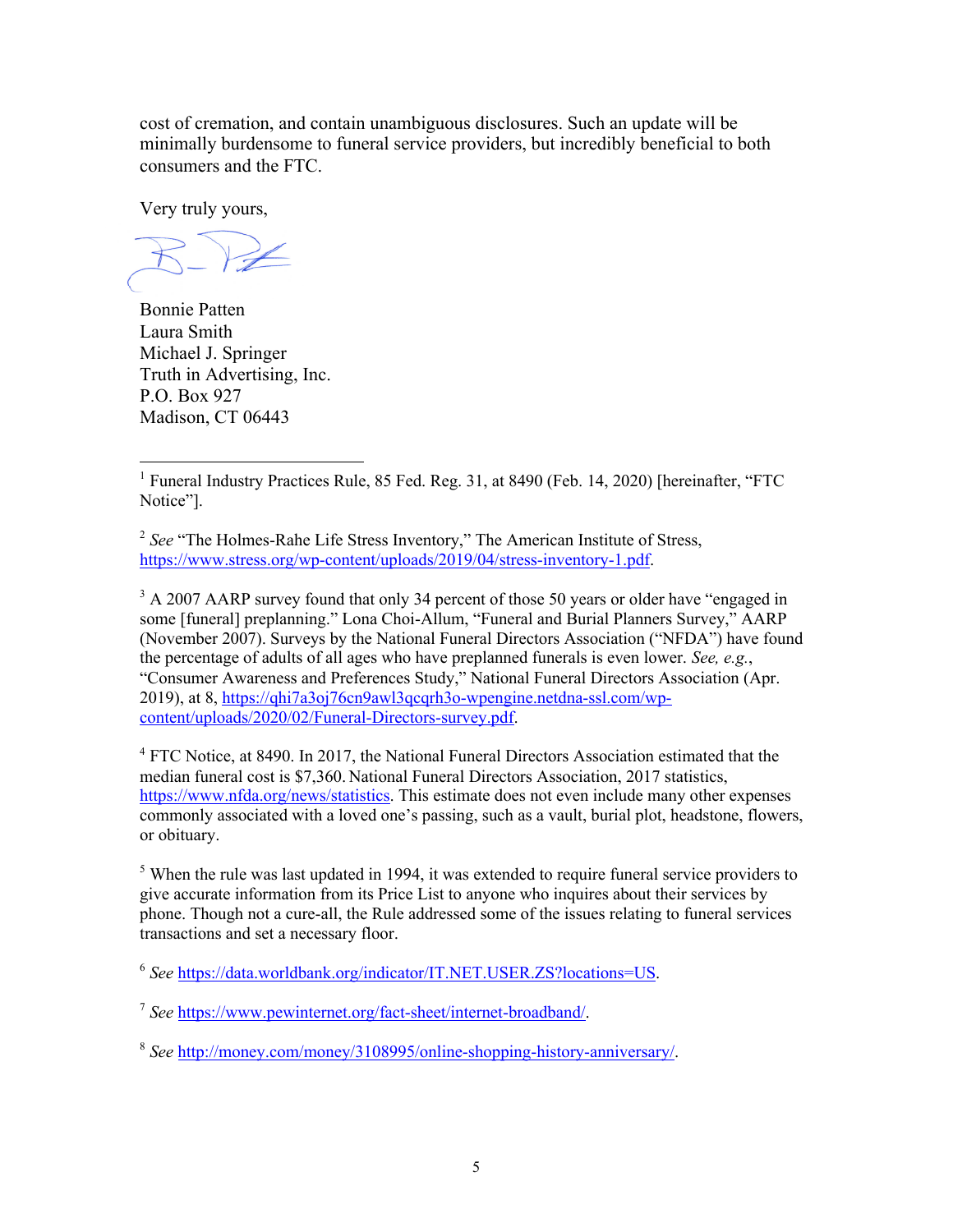cost of cremation, and contain unambiguous disclosures. Such an update will be minimally burdensome to funeral service providers, but incredibly beneficial to both consumers and the FTC.

Very truly yours,

Bonnie Patten
Laura Smith
Michael J. Springer
Truth in Advertising, Inc.
P.O. Box 927
Madison, CT 06443

---

[1] Funeral Industry Practices Rule, 85 Fed. Reg. 31, at 8490 (Feb. 14, 2020) [hereinafter, "FTC Notice"].

[2] *See* "The Holmes-Rahe Life Stress Inventory," The American Institute of Stress, https://www.stress.org/wp-content/uploads/2019/04/stress-inventory-1.pdf.

[3] A 2007 AARP survey found that only 34 percent of those 50 years or older have "engaged in some [funeral] preplanning." Lona Choi-Allum, "Funeral and Burial Planners Survey," AARP (November 2007). Surveys by the National Funeral Directors Association ("NFDA") have found the percentage of adults of all ages who have preplanned funerals is even lower. *See, e.g.*, "Consumer Awareness and Preferences Study," National Funeral Directors Association (Apr. 2019), at 8, https://qhi7a3oj76cn9awl3qcqrh3o-wpengine.netdna-ssl.com/wp-content/uploads/2020/02/Funeral-Directors-survey.pdf.

[4] FTC Notice, at 8490. In 2017, the National Funeral Directors Association estimated that the median funeral cost is $7,360. National Funeral Directors Association, 2017 statistics, https://www.nfda.org/news/statistics. This estimate does not even include many other expenses commonly associated with a loved one's passing, such as a vault, burial plot, headstone, flowers, or obituary.

[5] When the rule was last updated in 1994, it was extended to require funeral service providers to give accurate information from its Price List to anyone who inquires about their services by phone. Though not a cure-all, the Rule addressed some of the issues relating to funeral services transactions and set a necessary floor.

[6] *See* https://data.worldbank.org/indicator/IT.NET.USER.ZS?locations=US.

[7] *See* https://www.pewinternet.org/fact-sheet/internet-broadband/.

[8] *See* http://money.com/money/3108995/online-shopping-history-anniversary/.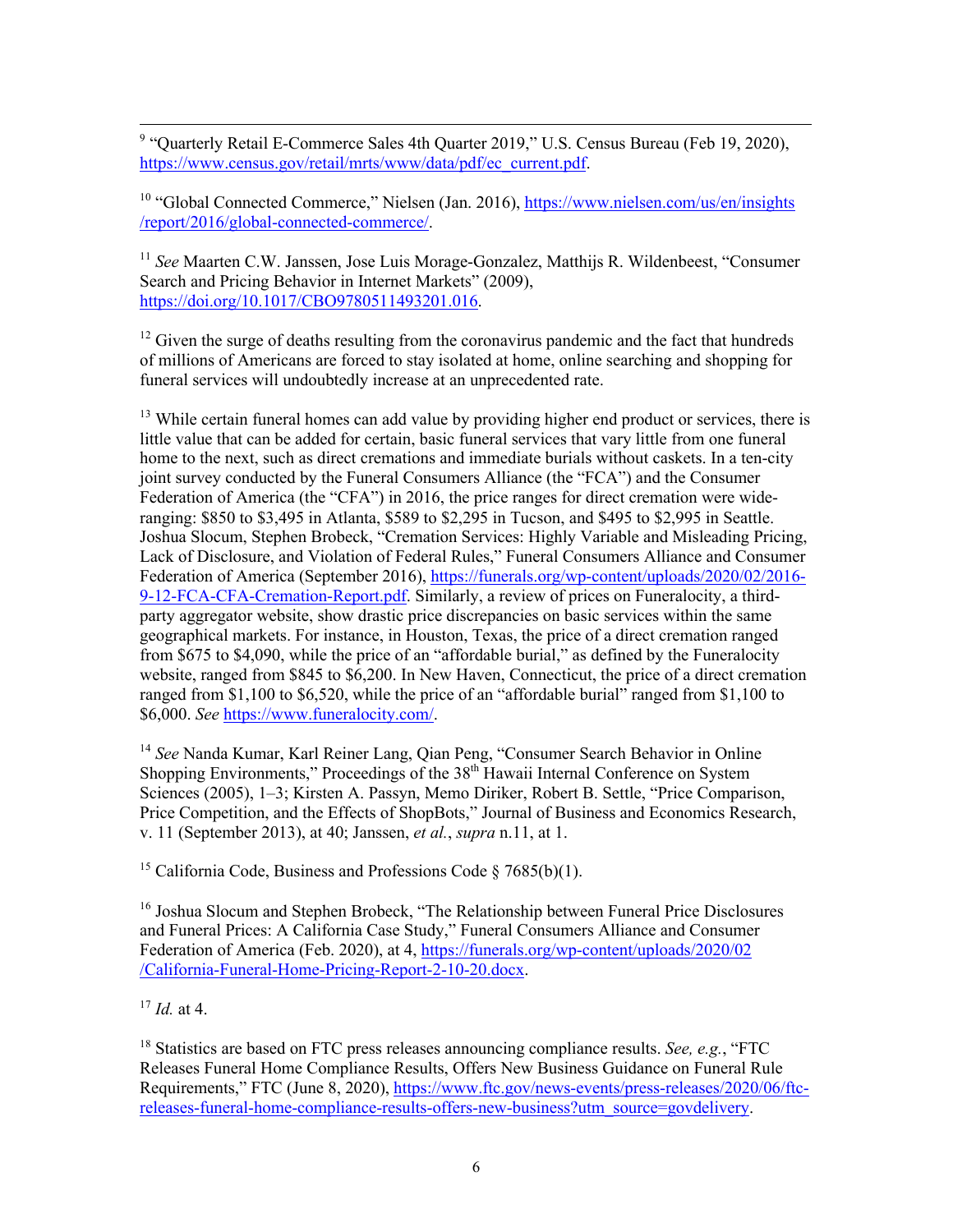[9] "Quarterly Retail E-Commerce Sales 4th Quarter 2019," U.S. Census Bureau (Feb 19, 2020), https://www.census.gov/retail/mrts/www/data/pdf/ec_current.pdf.

[10] "Global Connected Commerce," Nielsen (Jan. 2016), https://www.nielsen.com/us/en/insights/report/2016/global-connected-commerce/.

[11] *See* Maarten C.W. Janssen, Jose Luis Morage-Gonzalez, Matthijs R. Wildenbeest, "Consumer Search and Pricing Behavior in Internet Markets" (2009), https://doi.org/10.1017/CBO9780511493201.016.

[12] Given the surge of deaths resulting from the coronavirus pandemic and the fact that hundreds of millions of Americans are forced to stay isolated at home, online searching and shopping for funeral services will undoubtedly increase at an unprecedented rate.

[13] While certain funeral homes can add value by providing higher end product or services, there is little value that can be added for certain, basic funeral services that vary little from one funeral home to the next, such as direct cremations and immediate burials without caskets. In a ten-city joint survey conducted by the Funeral Consumers Alliance (the "FCA") and the Consumer Federation of America (the "CFA") in 2016, the price ranges for direct cremation were wide-ranging: $850 to $3,495 in Atlanta, $589 to $2,295 in Tucson, and $495 to $2,995 in Seattle. Joshua Slocum, Stephen Brobeck, "Cremation Services: Highly Variable and Misleading Pricing, Lack of Disclosure, and Violation of Federal Rules," Funeral Consumers Alliance and Consumer Federation of America (September 2016), https://funerals.org/wp-content/uploads/2020/02/2016-9-12-FCA-CFA-Cremation-Report.pdf. Similarly, a review of prices on Funeralocity, a third-party aggregator website, show drastic price discrepancies on basic services within the same geographical markets. For instance, in Houston, Texas, the price of a direct cremation ranged from $675 to $4,090, while the price of an "affordable burial," as defined by the Funeralocity website, ranged from $845 to $6,200. In New Haven, Connecticut, the price of a direct cremation ranged from $1,100 to $6,520, while the price of an "affordable burial" ranged from $1,100 to $6,000. *See* https://www.funeralocity.com/.

[14] *See* Nanda Kumar, Karl Reiner Lang, Qian Peng, "Consumer Search Behavior in Online Shopping Environments," Proceedings of the 38th Hawaii Internal Conference on System Sciences (2005), 1–3; Kirsten A. Passyn, Memo Diriker, Robert B. Settle, "Price Comparison, Price Competition, and the Effects of ShopBots," Journal of Business and Economics Research, v. 11 (September 2013), at 40; Janssen, *et al.*, *supra* n.11, at 1.

[15] California Code, Business and Professions Code § 7685(b)(1).

[16] Joshua Slocum and Stephen Brobeck, "The Relationship between Funeral Price Disclosures and Funeral Prices: A California Case Study," Funeral Consumers Alliance and Consumer Federation of America (Feb. 2020), at 4, https://funerals.org/wp-content/uploads/2020/02/California-Funeral-Home-Pricing-Report-2-10-20.docx.

[17] *Id.* at 4.

[18] Statistics are based on FTC press releases announcing compliance results. *See, e.g.*, "FTC Releases Funeral Home Compliance Results, Offers New Business Guidance on Funeral Rule Requirements," FTC (June 8, 2020), https://www.ftc.gov/news-events/press-releases/2020/06/ftc-releases-funeral-home-compliance-results-offers-new-business?utm_source=govdelivery.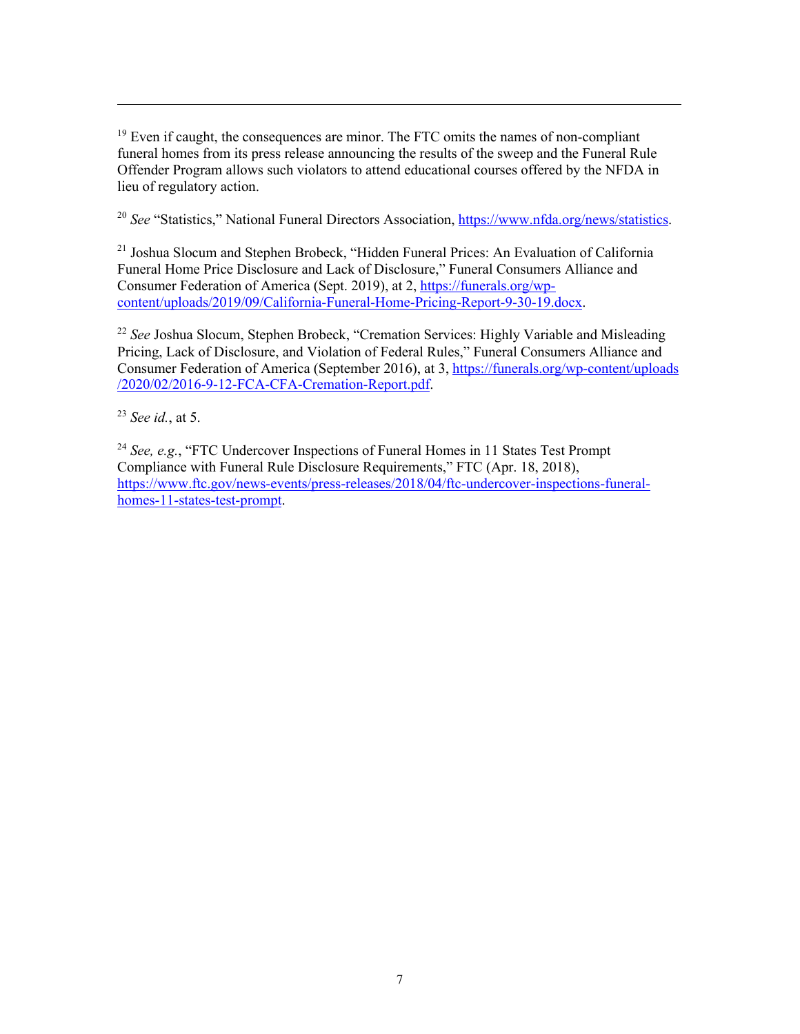[19] Even if caught, the consequences are minor. The FTC omits the names of non-compliant funeral homes from its press release announcing the results of the sweep and the Funeral Rule Offender Program allows such violators to attend educational courses offered by the NFDA in lieu of regulatory action.

[20] *See* "Statistics," National Funeral Directors Association, https://www.nfda.org/news/statistics.

[21] Joshua Slocum and Stephen Brobeck, "Hidden Funeral Prices: An Evaluation of California Funeral Home Price Disclosure and Lack of Disclosure," Funeral Consumers Alliance and Consumer Federation of America (Sept. 2019), at 2, https://funerals.org/wp-content/uploads/2019/09/California-Funeral-Home-Pricing-Report-9-30-19.docx.

[22] *See* Joshua Slocum, Stephen Brobeck, "Cremation Services: Highly Variable and Misleading Pricing, Lack of Disclosure, and Violation of Federal Rules," Funeral Consumers Alliance and Consumer Federation of America (September 2016), at 3, https://funerals.org/wp-content/uploads/2020/02/2016-9-12-FCA-CFA-Cremation-Report.pdf.

[23] *See id.*, at 5.

[24] *See, e.g.*, "FTC Undercover Inspections of Funeral Homes in 11 States Test Prompt Compliance with Funeral Rule Disclosure Requirements," FTC (Apr. 18, 2018), https://www.ftc.gov/news-events/press-releases/2018/04/ftc-undercover-inspections-funeral-homes-11-states-test-prompt.